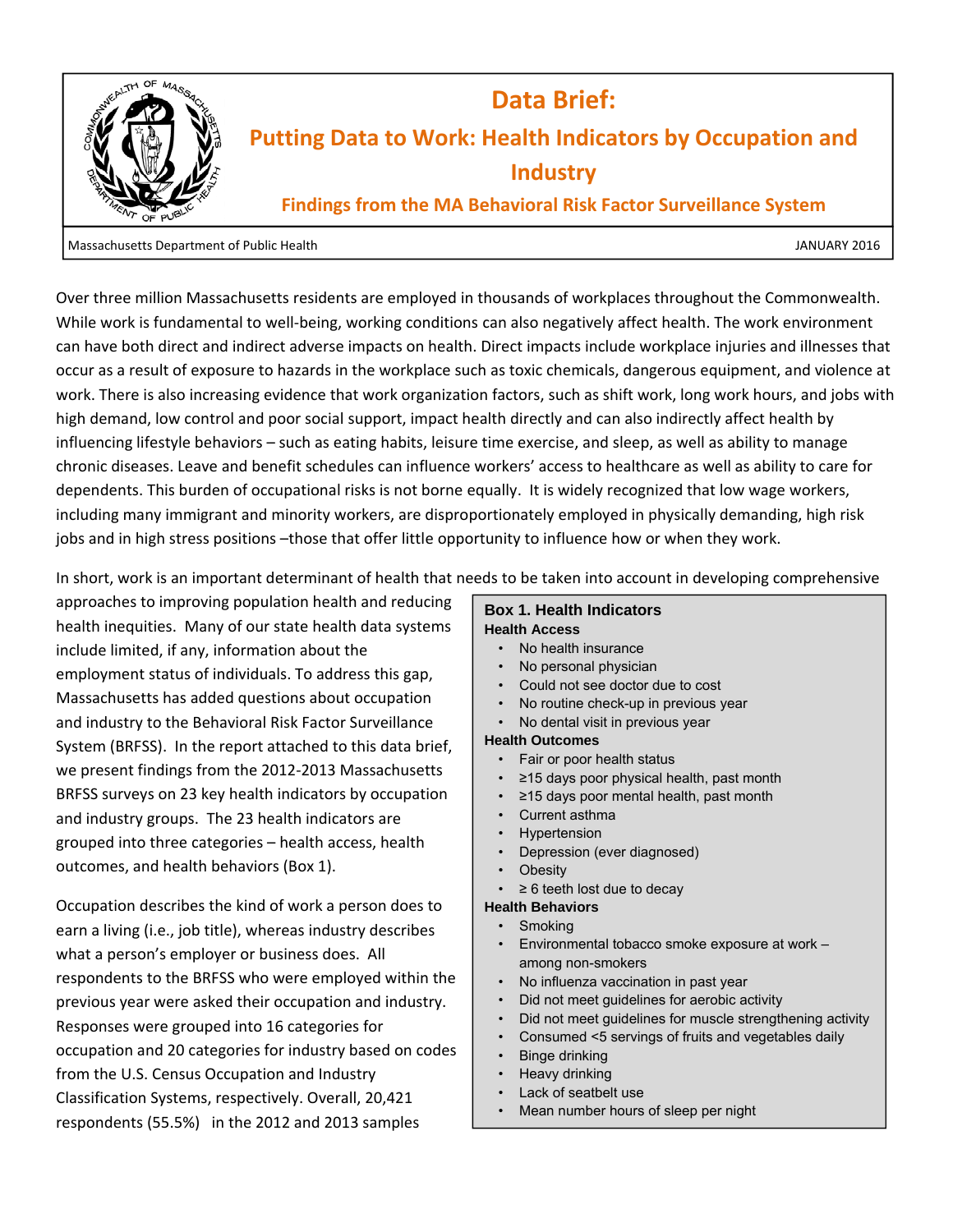# Data Brief:

## Putting Data to Work: Health Indicators by Occupation and Industry

### Findings from the MA Behavioral Risk Factor Surveillance System

Massachusetts Department of Public Health — JANUARY 2016

Over three million Massachusetts residents are employed in thousands of workplaces throughout the Commonwealth. While work is fundamental to well-being, working conditions can also negatively affect health. The work environment can have both direct and indirect adverse impacts on health. Direct impacts include workplace injuries and illnesses that occur as a result of exposure to hazards in the workplace such as toxic chemicals, dangerous equipment, and violence at work. There is also increasing evidence that work organization factors, such as shift work, long work hours, and jobs with high demand, low control and poor social support, impact health directly and can also indirectly affect health by influencing lifestyle behaviors – such as eating habits, leisure time exercise, and sleep, as well as ability to manage chronic diseases. Leave and benefit schedules can influence workers' access to healthcare as well as ability to care for dependents. This burden of occupational risks is not borne equally. It is widely recognized that low wage workers, including many immigrant and minority workers, are disproportionately employed in physically demanding, high risk jobs and in high stress positions –those that offer little opportunity to influence how or when they work.

In short, work is an important determinant of health that needs to be taken into account in developing comprehensive approaches to improving population health and reducing health inequities. Many of our state health data systems include limited, if any, information about the employment status of individuals. To address this gap, Massachusetts has added questions about occupation and industry to the Behavioral Risk Factor Surveillance System (BRFSS). In the report attached to this data brief, we present findings from the 2012-2013 Massachusetts BRFSS surveys on 23 key health indicators by occupation and industry groups. The 23 health indicators are grouped into three categories – health access, health outcomes, and health behaviors (Box 1).

Occupation describes the kind of work a person does to earn a living (i.e., job title), whereas industry describes what a person's employer or business does. All respondents to the BRFSS who were employed within the previous year were asked their occupation and industry. Responses were grouped into 16 categories for occupation and 20 categories for industry based on codes from the U.S. Census Occupation and Industry Classification Systems, respectively. Overall, 20,421 respondents (55.5%) in the 2012 and 2013 samples

**Box 1. Health Indicators**

**Health Access**
- No health insurance
- No personal physician
- Could not see doctor due to cost
- No routine check-up in previous year
- No dental visit in previous year

**Health Outcomes**
- Fair or poor health status
- ≥15 days poor physical health, past month
- ≥15 days poor mental health, past month
- Current asthma
- Hypertension
- Depression (ever diagnosed)
- Obesity
- ≥ 6 teeth lost due to decay

**Health Behaviors**
- Smoking
- Environmental tobacco smoke exposure at work – among non-smokers
- No influenza vaccination in past year
- Did not meet guidelines for aerobic activity
- Did not meet guidelines for muscle strengthening activity
- Consumed <5 servings of fruits and vegetables daily
- Binge drinking
- Heavy drinking
- Lack of seatbelt use
- Mean number hours of sleep per night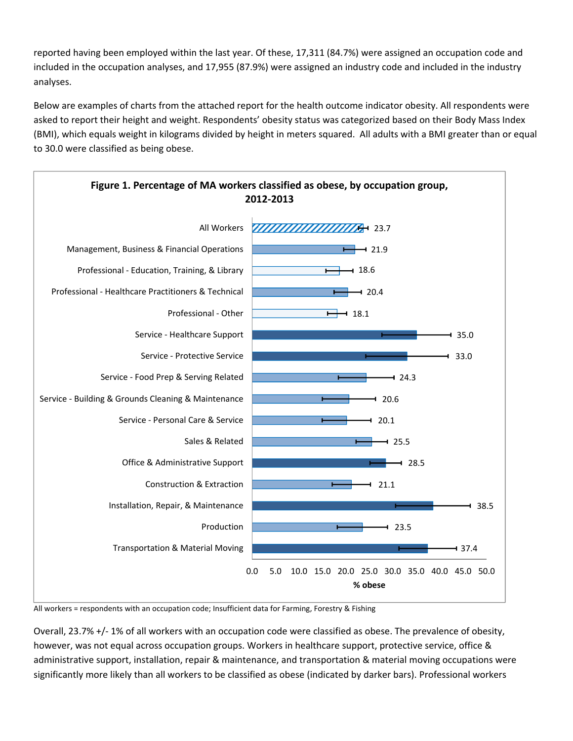reported having been employed within the last year. Of these, 17,311 (84.7%) were assigned an occupation code and included in the occupation analyses, and 17,955 (87.9%) were assigned an industry code and included in the industry analyses.

Below are examples of charts from the attached report for the health outcome indicator obesity. All respondents were asked to report their height and weight. Respondents' obesity status was categorized based on their Body Mass Index (BMI), which equals weight in kilograms divided by height in meters squared. All adults with a BMI greater than or equal to 30.0 were classified as being obese.

**Figure 1. Percentage of MA workers classified as obese, by occupation group, 2012-2013**

| Occupation group | % obese |
|---|---|
| All Workers | 23.7 |
| Management, Business & Financial Operations | 21.9 |
| Professional - Education, Training, & Library | 18.6 |
| Professional - Healthcare Practitioners & Technical | 20.4 |
| Professional - Other | 18.1 |
| Service - Healthcare Support | 35.0 |
| Service - Protective Service | 33.0 |
| Service - Food Prep & Serving Related | 24.3 |
| Service - Building & Grounds Cleaning & Maintenance | 20.6 |
| Service - Personal Care & Service | 20.1 |
| Sales & Related | 25.5 |
| Office & Administrative Support | 28.5 |
| Construction & Extraction | 21.1 |
| Installation, Repair, & Maintenance | 38.5 |
| Production | 23.5 |
| Transportation & Material Moving | 37.4 |

All workers = respondents with an occupation code; Insufficient data for Farming, Forestry & Fishing

Overall, 23.7% +/- 1% of all workers with an occupation code were classified as obese. The prevalence of obesity, however, was not equal across occupation groups. Workers in healthcare support, protective service, office & administrative support, installation, repair & maintenance, and transportation & material moving occupations were significantly more likely than all workers to be classified as obese (indicated by darker bars). Professional workers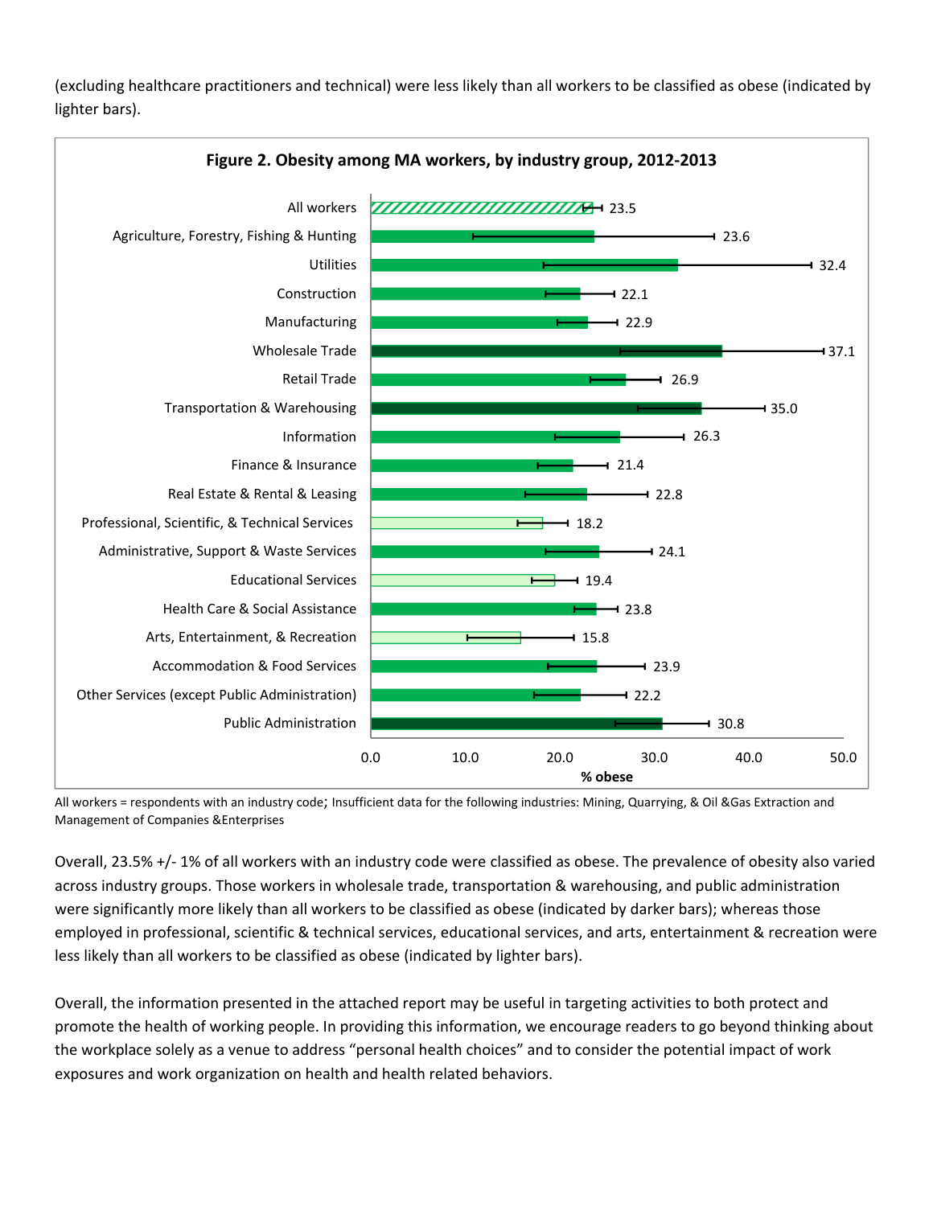(excluding healthcare practitioners and technical) were less likely than all workers to be classified as obese (indicated by lighter bars).

**Figure 2. Obesity among MA workers, by industry group, 2012-2013**

All workers 23.5
Agriculture, Forestry, Fishing & Hunting 23.6
Utilities 32.4
Construction 22.1
Manufacturing 22.9
Wholesale Trade 37.1
Retail Trade 26.9
Transportation & Warehousing 35.0
Information 26.3
Finance & Insurance 21.4
Real Estate & Rental & Leasing 22.8
Professional, Scientific, & Technical Services 18.2
Administrative, Support & Waste Services 24.1
Educational Services 19.4
Health Care & Social Assistance 23.8
Arts, Entertainment, & Recreation 15.8
Accommodation & Food Services 23.9
Other Services (except Public Administration) 22.2
Public Administration 30.8

0.0 10.0 20.0 30.0 40.0 50.0
% obese

All workers = respondents with an industry code; Insufficient data for the following industries: Mining, Quarrying, & Oil &Gas Extraction and Management of Companies &Enterprises

Overall, 23.5% +/- 1% of all workers with an industry code were classified as obese. The prevalence of obesity also varied across industry groups. Those workers in wholesale trade, transportation & warehousing, and public administration were significantly more likely than all workers to be classified as obese (indicated by darker bars); whereas those employed in professional, scientific & technical services, educational services, and arts, entertainment & recreation were less likely than all workers to be classified as obese (indicated by lighter bars).

Overall, the information presented in the attached report may be useful in targeting activities to both protect and promote the health of working people. In providing this information, we encourage readers to go beyond thinking about the workplace solely as a venue to address "personal health choices" and to consider the potential impact of work exposures and work organization on health and health related behaviors.